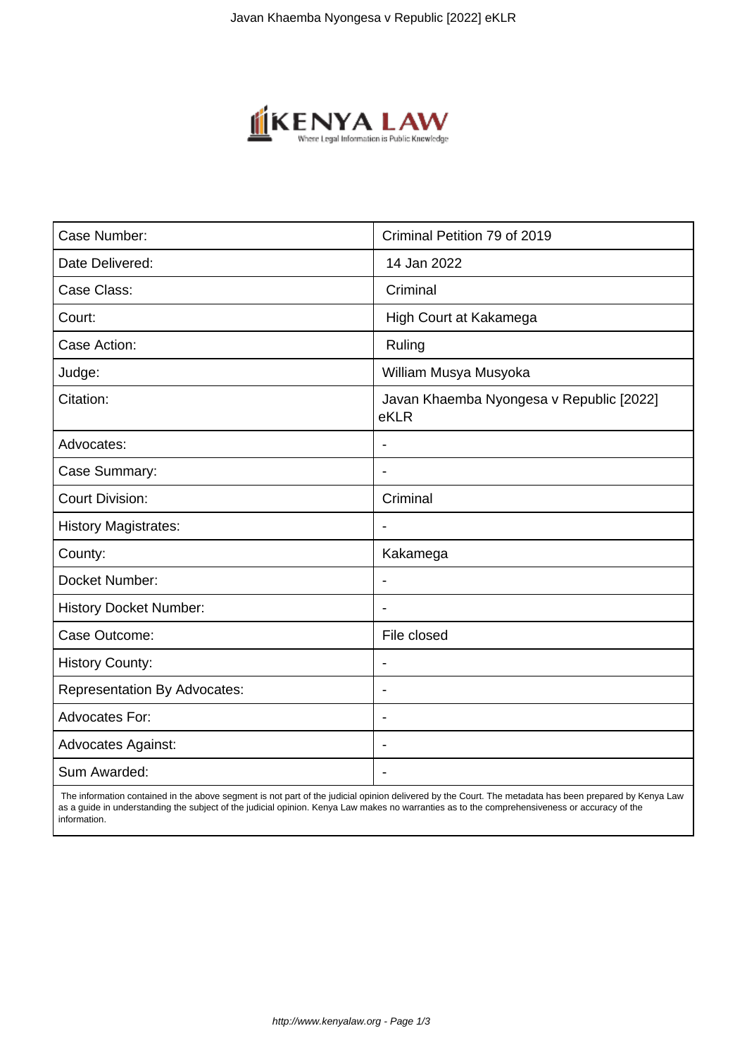| Case Number: | Criminal Petition 79 of 2019 |
|---|---|
| Date Delivered: | 14 Jan 2022 |
| Case Class: | Criminal |
| Court: | High Court at Kakamega |
| Case Action: | Ruling |
| Judge: | William Musya Musyoka |
| Citation: | Javan Khaemba Nyongesa v Republic [2022] eKLR |
| Advocates: | - |
| Case Summary: | - |
| Court Division: | Criminal |
| History Magistrates: | - |
| County: | Kakamega |
| Docket Number: | - |
| History Docket Number: | - |
| Case Outcome: | File closed |
| History County: | - |
| Representation By Advocates: | - |
| Advocates For: | - |
| Advocates Against: | - |
| Sum Awarded: | - |

The information contained in the above segment is not part of the judicial opinion delivered by the Court. The metadata has been prepared by Kenya Law as a guide in understanding the subject of the judicial opinion. Kenya Law makes no warranties as to the comprehensiveness or accuracy of the information.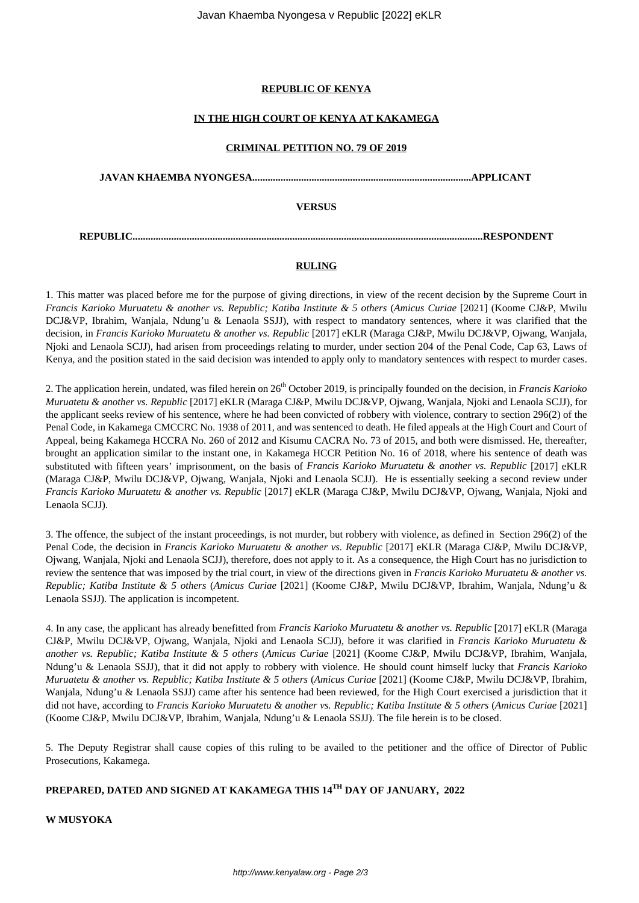**REPUBLIC OF KENYA**

**IN THE HIGH COURT OF KENYA AT KAKAMEGA**

**CRIMINAL PETITION NO. 79 OF 2019**

**JAVAN KHAEMBA NYONGESA....................................................................................APPLICANT**

**VERSUS**

**REPUBLIC.......................................................................................................................................RESPONDENT**

**RULING**

1. This matter was placed before me for the purpose of giving directions, in view of the recent decision by the Supreme Court in *Francis Karioko Muruatetu & another vs. Republic; Katiba Institute & 5 others* (*Amicus Curiae* [2021] (Koome CJ&P, Mwilu DCJ&VP, Ibrahim, Wanjala, Ndung'u & Lenaola SSJJ), with respect to mandatory sentences, where it was clarified that the decision, in *Francis Karioko Muruatetu & another vs. Republic* [2017] eKLR (Maraga CJ&P, Mwilu DCJ&VP, Ojwang, Wanjala, Njoki and Lenaola SCJJ), had arisen from proceedings relating to murder, under section 204 of the Penal Code, Cap 63, Laws of Kenya, and the position stated in the said decision was intended to apply only to mandatory sentences with respect to murder cases.

2. The application herein, undated, was filed herein on 26th October 2019, is principally founded on the decision, in *Francis Karioko Muruatetu & another vs. Republic* [2017] eKLR (Maraga CJ&P, Mwilu DCJ&VP, Ojwang, Wanjala, Njoki and Lenaola SCJJ), for the applicant seeks review of his sentence, where he had been convicted of robbery with violence, contrary to section 296(2) of the Penal Code, in Kakamega CMCCRC No. 1938 of 2011, and was sentenced to death. He filed appeals at the High Court and Court of Appeal, being Kakamega HCCRA No. 260 of 2012 and Kisumu CACRA No. 73 of 2015, and both were dismissed. He, thereafter, brought an application similar to the instant one, in Kakamega HCCR Petition No. 16 of 2018, where his sentence of death was substituted with fifteen years' imprisonment, on the basis of *Francis Karioko Muruatetu & another vs. Republic* [2017] eKLR (Maraga CJ&P, Mwilu DCJ&VP, Ojwang, Wanjala, Njoki and Lenaola SCJJ). He is essentially seeking a second review under *Francis Karioko Muruatetu & another vs. Republic* [2017] eKLR (Maraga CJ&P, Mwilu DCJ&VP, Ojwang, Wanjala, Njoki and Lenaola SCJJ).

3. The offence, the subject of the instant proceedings, is not murder, but robbery with violence, as defined in Section 296(2) of the Penal Code, the decision in *Francis Karioko Muruatetu & another vs. Republic* [2017] eKLR (Maraga CJ&P, Mwilu DCJ&VP, Ojwang, Wanjala, Njoki and Lenaola SCJJ), therefore, does not apply to it. As a consequence, the High Court has no jurisdiction to review the sentence that was imposed by the trial court, in view of the directions given in *Francis Karioko Muruatetu & another vs. Republic; Katiba Institute & 5 others* (*Amicus Curiae* [2021] (Koome CJ&P, Mwilu DCJ&VP, Ibrahim, Wanjala, Ndung'u & Lenaola SSJJ). The application is incompetent.

4. In any case, the applicant has already benefitted from *Francis Karioko Muruatetu & another vs. Republic* [2017] eKLR (Maraga CJ&P, Mwilu DCJ&VP, Ojwang, Wanjala, Njoki and Lenaola SCJJ), before it was clarified in *Francis Karioko Muruatetu & another vs. Republic; Katiba Institute & 5 others* (*Amicus Curiae* [2021] (Koome CJ&P, Mwilu DCJ&VP, Ibrahim, Wanjala, Ndung'u & Lenaola SSJJ), that it did not apply to robbery with violence. He should count himself lucky that *Francis Karioko Muruatetu & another vs. Republic; Katiba Institute & 5 others* (*Amicus Curiae* [2021] (Koome CJ&P, Mwilu DCJ&VP, Ibrahim, Wanjala, Ndung'u & Lenaola SSJJ) came after his sentence had been reviewed, for the High Court exercised a jurisdiction that it did not have, according to *Francis Karioko Muruatetu & another vs. Republic; Katiba Institute & 5 others* (*Amicus Curiae* [2021] (Koome CJ&P, Mwilu DCJ&VP, Ibrahim, Wanjala, Ndung'u & Lenaola SSJJ). The file herein is to be closed.

5. The Deputy Registrar shall cause copies of this ruling to be availed to the petitioner and the office of Director of Public Prosecutions, Kakamega.

**PREPARED, DATED AND SIGNED AT KAKAMEGA THIS 14TH DAY OF JANUARY, 2022**

**W MUSYOKA**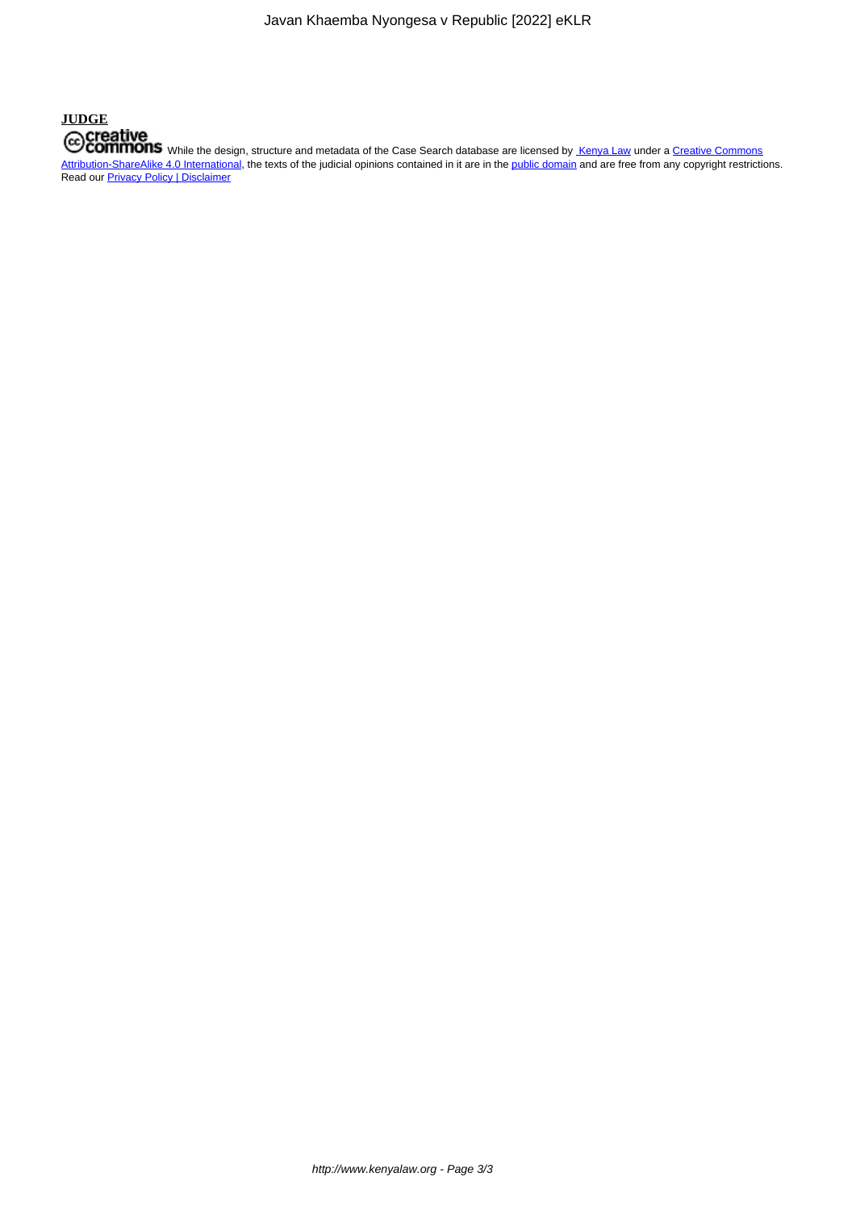**JUDGE**

While the design, structure and metadata of the Case Search database are licensed by Kenya Law under a Creative Commons Attribution-ShareAlike 4.0 International, the texts of the judicial opinions contained in it are in the public domain and are free from any copyright restrictions. Read our Privacy Policy | Disclaimer